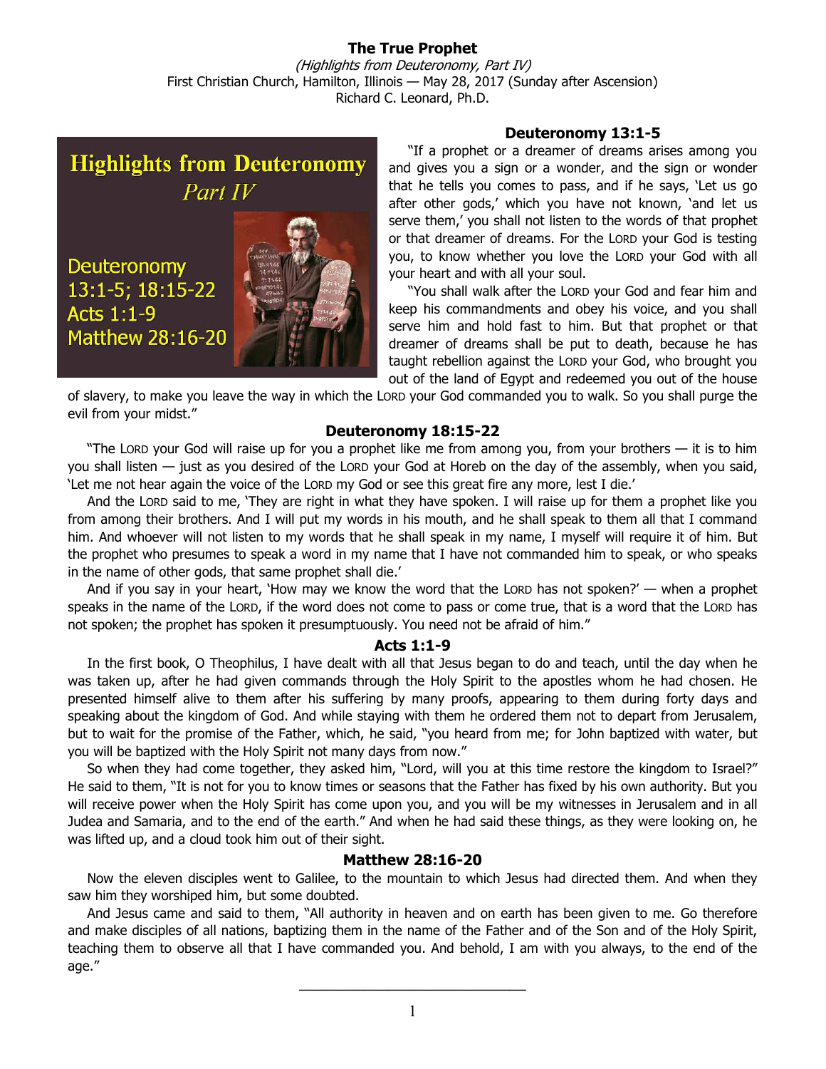# The True Prophet

*(Highlights from Deuteronomy, Part IV)*
First Christian Church, Hamilton, Illinois — May 28, 2017 (Sunday after Ascension)
Richard C. Leonard, Ph.D.

**Highlights from Deuteronomy**
*Part IV*

Deuteronomy 13:1-5; 18:15-22
Acts 1:1-9
Matthew 28:16-20

### Deuteronomy 13:1-5

"If a prophet or a dreamer of dreams arises among you and gives you a sign or a wonder, and the sign or wonder that he tells you comes to pass, and if he says, 'Let us go after other gods,' which you have not known, 'and let us serve them,' you shall not listen to the words of that prophet or that dreamer of dreams. For the LORD your God is testing you, to know whether you love the LORD your God with all your heart and with all your soul.

"You shall walk after the LORD your God and fear him and keep his commandments and obey his voice, and you shall serve him and hold fast to him. But that prophet or that dreamer of dreams shall be put to death, because he has taught rebellion against the LORD your God, who brought you out of the land of Egypt and redeemed you out of the house of slavery, to make you leave the way in which the LORD your God commanded you to walk. So you shall purge the evil from your midst."

### Deuteronomy 18:15-22

"The LORD your God will raise up for you a prophet like me from among you, from your brothers — it is to him you shall listen — just as you desired of the LORD your God at Horeb on the day of the assembly, when you said, 'Let me not hear again the voice of the LORD my God or see this great fire any more, lest I die.'

And the LORD said to me, 'They are right in what they have spoken. I will raise up for them a prophet like you from among their brothers. And I will put my words in his mouth, and he shall speak to them all that I command him. And whoever will not listen to my words that he shall speak in my name, I myself will require it of him. But the prophet who presumes to speak a word in my name that I have not commanded him to speak, or who speaks in the name of other gods, that same prophet shall die.'

And if you say in your heart, 'How may we know the word that the LORD has not spoken?' — when a prophet speaks in the name of the LORD, if the word does not come to pass or come true, that is a word that the LORD has not spoken; the prophet has spoken it presumptuously. You need not be afraid of him."

### Acts 1:1-9

In the first book, O Theophilus, I have dealt with all that Jesus began to do and teach, until the day when he was taken up, after he had given commands through the Holy Spirit to the apostles whom he had chosen. He presented himself alive to them after his suffering by many proofs, appearing to them during forty days and speaking about the kingdom of God. And while staying with them he ordered them not to depart from Jerusalem, but to wait for the promise of the Father, which, he said, "you heard from me; for John baptized with water, but you will be baptized with the Holy Spirit not many days from now."

So when they had come together, they asked him, "Lord, will you at this time restore the kingdom to Israel?" He said to them, "It is not for you to know times or seasons that the Father has fixed by his own authority. But you will receive power when the Holy Spirit has come upon you, and you will be my witnesses in Jerusalem and in all Judea and Samaria, and to the end of the earth." And when he had said these things, as they were looking on, he was lifted up, and a cloud took him out of their sight.

### Matthew 28:16-20

Now the eleven disciples went to Galilee, to the mountain to which Jesus had directed them. And when they saw him they worshiped him, but some doubted.

And Jesus came and said to them, "All authority in heaven and on earth has been given to me. Go therefore and make disciples of all nations, baptizing them in the name of the Father and of the Son and of the Holy Spirit, teaching them to observe all that I have commanded you. And behold, I am with you always, to the end of the age."

---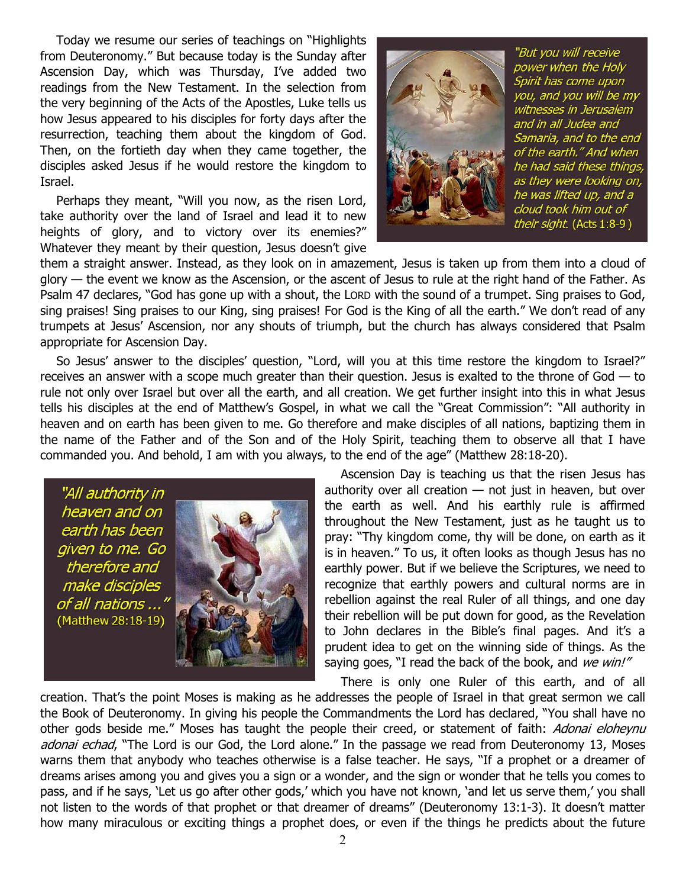Today we resume our series of teachings on "Highlights from Deuteronomy." But because today is the Sunday after Ascension Day, which was Thursday, I've added two readings from the New Testament. In the selection from the very beginning of the Acts of the Apostles, Luke tells us how Jesus appeared to his disciples for forty days after the resurrection, teaching them about the kingdom of God. Then, on the fortieth day when they came together, the disciples asked Jesus if he would restore the kingdom to Israel.

*"But you will receive power when the Holy Spirit has come upon you, and you will be my witnesses in Jerusalem and in all Judea and Samaria, and to the end of the earth." And when he had said these things, as they were looking on, he was lifted up, and a cloud took him out of their sight.* (Acts 1:8-9 )

Perhaps they meant, "Will you now, as the risen Lord, take authority over the land of Israel and lead it to new heights of glory, and to victory over its enemies?" Whatever they meant by their question, Jesus doesn't give them a straight answer. Instead, as they look on in amazement, Jesus is taken up from them into a cloud of glory — the event we know as the Ascension, or the ascent of Jesus to rule at the right hand of the Father. As Psalm 47 declares, "God has gone up with a shout, the LORD with the sound of a trumpet. Sing praises to God, sing praises! Sing praises to our King, sing praises! For God is the King of all the earth." We don't read of any trumpets at Jesus' Ascension, nor any shouts of triumph, but the church has always considered that Psalm appropriate for Ascension Day.

So Jesus' answer to the disciples' question, "Lord, will you at this time restore the kingdom to Israel?" receives an answer with a scope much greater than their question. Jesus is exalted to the throne of God — to rule not only over Israel but over all the earth, and all creation. We get further insight into this in what Jesus tells his disciples at the end of Matthew's Gospel, in what we call the "Great Commission": "All authority in heaven and on earth has been given to me. Go therefore and make disciples of all nations, baptizing them in the name of the Father and of the Son and of the Holy Spirit, teaching them to observe all that I have commanded you. And behold, I am with you always, to the end of the age" (Matthew 28:18-20).

*"All authority in heaven and on earth has been given to me. Go therefore and make disciples of all nations ..."* (Matthew 28:18-19)

Ascension Day is teaching us that the risen Jesus has authority over all creation — not just in heaven, but over the earth as well. And his earthly rule is affirmed throughout the New Testament, just as he taught us to pray: "Thy kingdom come, thy will be done, on earth as it is in heaven." To us, it often looks as though Jesus has no earthly power. But if we believe the Scriptures, we need to recognize that earthly powers and cultural norms are in rebellion against the real Ruler of all things, and one day their rebellion will be put down for good, as the Revelation to John declares in the Bible's final pages. And it's a prudent idea to get on the winning side of things. As the saying goes, "I read the back of the book, and *we win!"*

There is only one Ruler of this earth, and of all creation. That's the point Moses is making as he addresses the people of Israel in that great sermon we call the Book of Deuteronomy. In giving his people the Commandments the Lord has declared, "You shall have no other gods beside me." Moses has taught the people their creed, or statement of faith: *Adonai eloheynu adonai echad*, "The Lord is our God, the Lord alone." In the passage we read from Deuteronomy 13, Moses warns them that anybody who teaches otherwise is a false teacher. He says, "If a prophet or a dreamer of dreams arises among you and gives you a sign or a wonder, and the sign or wonder that he tells you comes to pass, and if he says, 'Let us go after other gods,' which you have not known, 'and let us serve them,' you shall not listen to the words of that prophet or that dreamer of dreams" (Deuteronomy 13:1-3). It doesn't matter how many miraculous or exciting things a prophet does, or even if the things he predicts about the future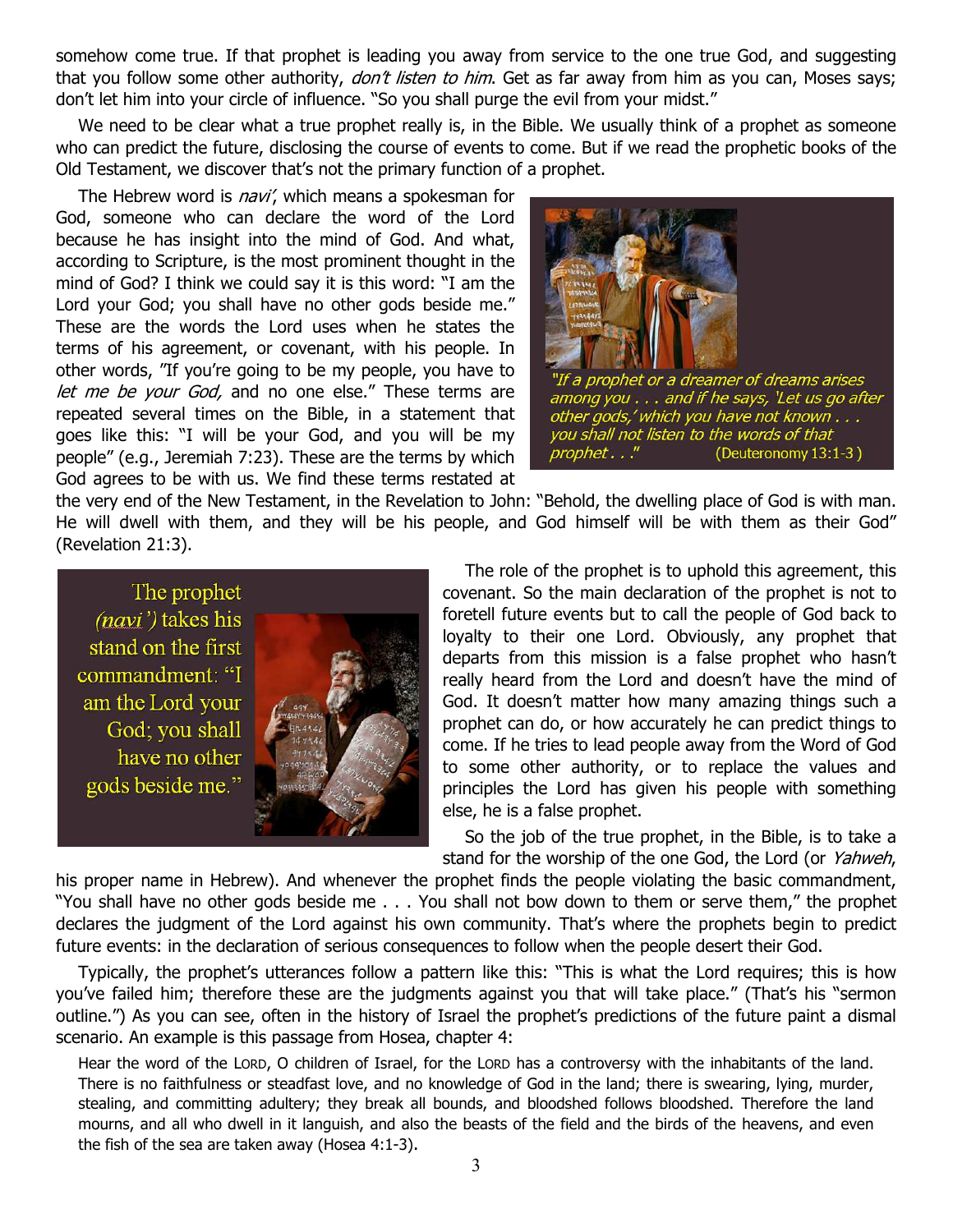somehow come true. If that prophet is leading you away from service to the one true God, and suggesting that you follow some other authority, *don't listen to him*. Get as far away from him as you can, Moses says; don't let him into your circle of influence. "So you shall purge the evil from your midst."

We need to be clear what a true prophet really is, in the Bible. We usually think of a prophet as someone who can predict the future, disclosing the course of events to come. But if we read the prophetic books of the Old Testament, we discover that's not the primary function of a prophet.

The Hebrew word is *navi'*, which means a spokesman for God, someone who can declare the word of the Lord because he has insight into the mind of God. And what, according to Scripture, is the most prominent thought in the mind of God? I think we could say it is this word: "I am the Lord your God; you shall have no other gods beside me." These are the words the Lord uses when he states the terms of his agreement, or covenant, with his people. In other words, "If you're going to be my people, you have to *let me be your God,* and no one else." These terms are repeated several times on the Bible, in a statement that goes like this: "I will be your God, and you will be my people" (e.g., Jeremiah 7:23). These are the terms by which God agrees to be with us. We find these terms restated at the very end of the New Testament, in the Revelation to John: "Behold, the dwelling place of God is with man. He will dwell with them, and they will be his people, and God himself will be with them as their God" (Revelation 21:3).

*"If a prophet or a dreamer of dreams arises among you . . . and if he says, 'Let us go after other gods,' which you have not known . . . you shall not listen to the words of that prophet . . ."* (Deuteronomy 13:1-3 )

The prophet *(navi')* takes his stand on the first commandment: "I am the Lord your God; you shall have no other gods beside me."

The role of the prophet is to uphold this agreement, this covenant. So the main declaration of the prophet is not to foretell future events but to call the people of God back to loyalty to their one Lord. Obviously, any prophet that departs from this mission is a false prophet who hasn't really heard from the Lord and doesn't have the mind of God. It doesn't matter how many amazing things such a prophet can do, or how accurately he can predict things to come. If he tries to lead people away from the Word of God to some other authority, or to replace the values and principles the Lord has given his people with something else, he is a false prophet.

So the job of the true prophet, in the Bible, is to take a stand for the worship of the one God, the Lord (or *Yahweh*, his proper name in Hebrew). And whenever the prophet finds the people violating the basic commandment, "You shall have no other gods beside me . . . You shall not bow down to them or serve them," the prophet declares the judgment of the Lord against his own community. That's where the prophets begin to predict future events: in the declaration of serious consequences to follow when the people desert their God.

Typically, the prophet's utterances follow a pattern like this: "This is what the Lord requires; this is how you've failed him; therefore these are the judgments against you that will take place." (That's his "sermon outline.") As you can see, often in the history of Israel the prophet's predictions of the future paint a dismal scenario. An example is this passage from Hosea, chapter 4:

> Hear the word of the LORD, O children of Israel, for the LORD has a controversy with the inhabitants of the land. There is no faithfulness or steadfast love, and no knowledge of God in the land; there is swearing, lying, murder, stealing, and committing adultery; they break all bounds, and bloodshed follows bloodshed. Therefore the land mourns, and all who dwell in it languish, and also the beasts of the field and the birds of the heavens, and even the fish of the sea are taken away (Hosea 4:1-3).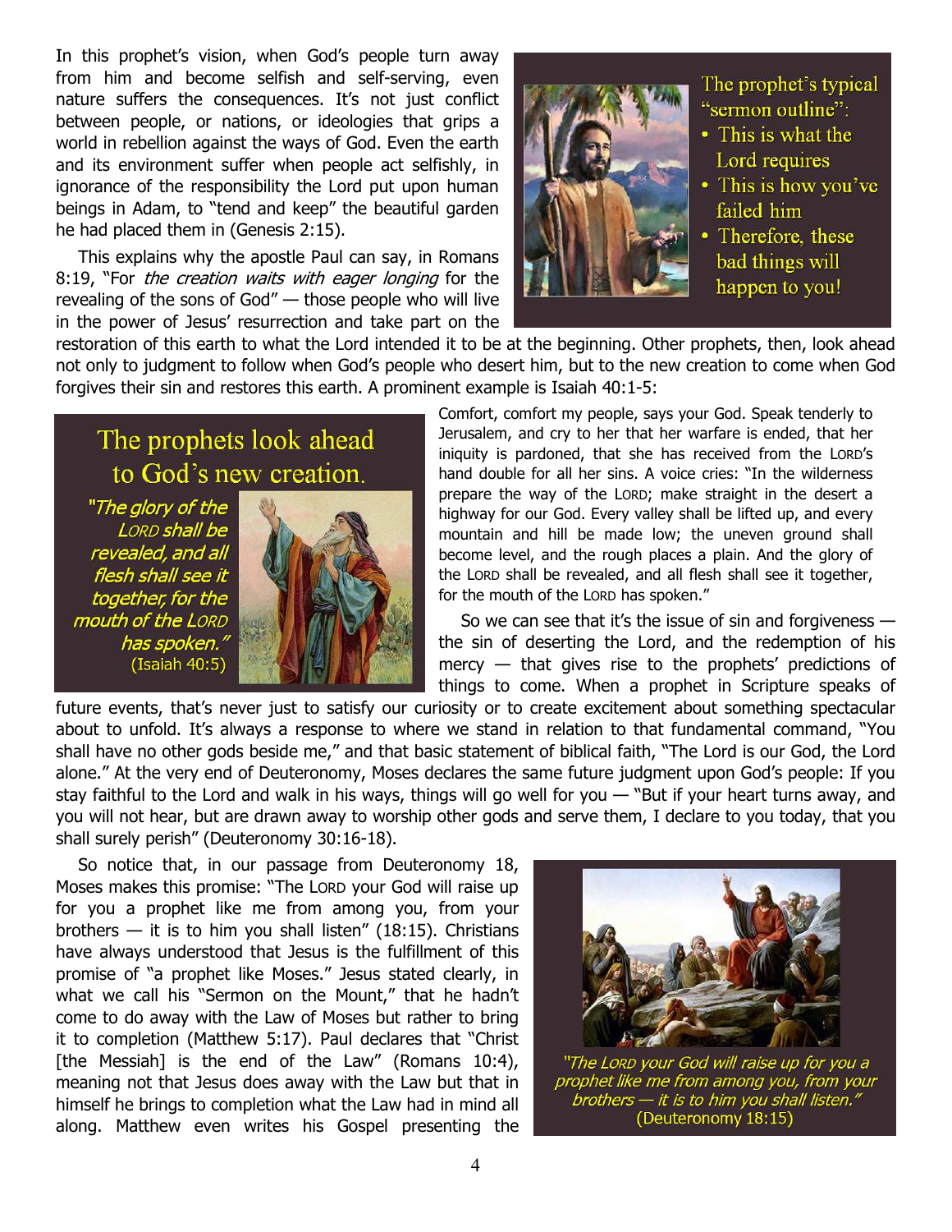In this prophet's vision, when God's people turn away from him and become selfish and self-serving, even nature suffers the consequences. It's not just conflict between people, or nations, or ideologies that grips a world in rebellion against the ways of God. Even the earth and its environment suffer when people act selfishly, in ignorance of the responsibility the Lord put upon human beings in Adam, to "tend and keep" the beautiful garden he had placed them in (Genesis 2:15).

The prophet's typical "sermon outline":

- This is what the Lord requires
- This is how you've failed him
- Therefore, these bad things will happen to you!

This explains why the apostle Paul can say, in Romans 8:19, "For *the creation waits with eager longing* for the revealing of the sons of God" — those people who will live in the power of Jesus' resurrection and take part on the restoration of this earth to what the Lord intended it to be at the beginning. Other prophets, then, look ahead not only to judgment to follow when God's people who desert him, but to the new creation to come when God forgives their sin and restores this earth. A prominent example is Isaiah 40:1-5:

> Comfort, comfort my people, says your God. Speak tenderly to Jerusalem, and cry to her that her warfare is ended, that her iniquity is pardoned, that she has received from the LORD's hand double for all her sins. A voice cries: "In the wilderness prepare the way of the LORD; make straight in the desert a highway for our God. Every valley shall be lifted up, and every mountain and hill be made low; the uneven ground shall become level, and the rough places a plain. And the glory of the LORD shall be revealed, and all flesh shall see it together, for the mouth of the LORD has spoken."

**The prophets look ahead to God's new creation.**

*"The glory of the LORD shall be revealed, and all flesh shall see it together, for the mouth of the LORD has spoken."* (Isaiah 40:5)

So we can see that it's the issue of sin and forgiveness — the sin of deserting the Lord, and the redemption of his mercy — that gives rise to the prophets' predictions of things to come. When a prophet in Scripture speaks of future events, that's never just to satisfy our curiosity or to create excitement about something spectacular about to unfold. It's always a response to where we stand in relation to that fundamental command, "You shall have no other gods beside me," and that basic statement of biblical faith, "The Lord is our God, the Lord alone." At the very end of Deuteronomy, Moses declares the same future judgment upon God's people: If you stay faithful to the Lord and walk in his ways, things will go well for you — "But if your heart turns away, and you will not hear, but are drawn away to worship other gods and serve them, I declare to you today, that you shall surely perish" (Deuteronomy 30:16-18).

So notice that, in our passage from Deuteronomy 18, Moses makes this promise: "The LORD your God will raise up for you a prophet like me from among you, from your brothers — it is to him you shall listen" (18:15). Christians have always understood that Jesus is the fulfillment of this promise of "a prophet like Moses." Jesus stated clearly, in what we call his "Sermon on the Mount," that he hadn't come to do away with the Law of Moses but rather to bring it to completion (Matthew 5:17). Paul declares that "Christ [the Messiah] is the end of the Law" (Romans 10:4), meaning not that Jesus does away with the Law but that in himself he brings to completion what the Law had in mind all along. Matthew even writes his Gospel presenting the

*"The LORD your God will raise up for you a prophet like me from among you, from your brothers — it is to him you shall listen."* (Deuteronomy 18:15)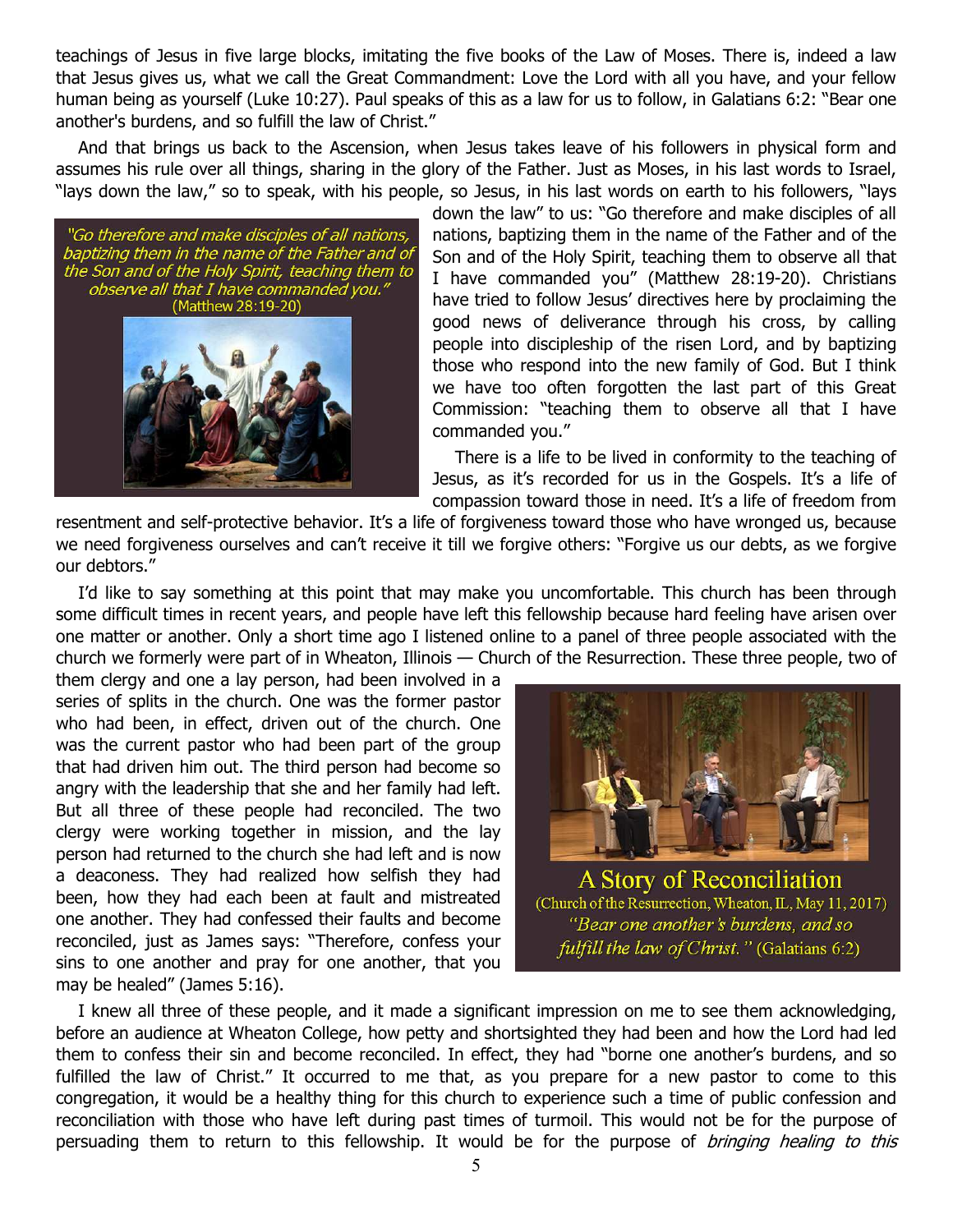teachings of Jesus in five large blocks, imitating the five books of the Law of Moses. There is, indeed a law that Jesus gives us, what we call the Great Commandment: Love the Lord with all you have, and your fellow human being as yourself (Luke 10:27). Paul speaks of this as a law for us to follow, in Galatians 6:2: "Bear one another's burdens, and so fulfill the law of Christ."

And that brings us back to the Ascension, when Jesus takes leave of his followers in physical form and assumes his rule over all things, sharing in the glory of the Father. Just as Moses, in his last words to Israel, "lays down the law," so to speak, with his people, so Jesus, in his last words on earth to his followers, "lays down the law" to us: "Go therefore and make disciples of all nations, baptizing them in the name of the Father and of the Son and of the Holy Spirit, teaching them to observe all that I have commanded you" (Matthew 28:19-20). Christians have tried to follow Jesus' directives here by proclaiming the good news of deliverance through his cross, by calling people into discipleship of the risen Lord, and by baptizing those who respond into the new family of God. But I think we have too often forgotten the last part of this Great Commission: "teaching them to observe all that I have commanded you."

*"Go therefore and make disciples of all nations, baptizing them in the name of the Father and of the Son and of the Holy Spirit, teaching them to observe all that I have commanded you."* (Matthew 28:19-20)

There is a life to be lived in conformity to the teaching of Jesus, as it's recorded for us in the Gospels. It's a life of compassion toward those in need. It's a life of freedom from resentment and self-protective behavior. It's a life of forgiveness toward those who have wronged us, because we need forgiveness ourselves and can't receive it till we forgive others: "Forgive us our debts, as we forgive our debtors."

I'd like to say something at this point that may make you uncomfortable. This church has been through some difficult times in recent years, and people have left this fellowship because hard feeling have arisen over one matter or another. Only a short time ago I listened online to a panel of three people associated with the church we formerly were part of in Wheaton, Illinois — Church of the Resurrection. These three people, two of them clergy and one a lay person, had been involved in a series of splits in the church. One was the former pastor who had been, in effect, driven out of the church. One was the current pastor who had been part of the group that had driven him out. The third person had become so angry with the leadership that she and her family had left. But all three of these people had reconciled. The two clergy were working together in mission, and the lay person had returned to the church she had left and is now a deaconess. They had realized how selfish they had been, how they had each been at fault and mistreated one another. They had confessed their faults and become reconciled, just as James says: "Therefore, confess your sins to one another and pray for one another, that you may be healed" (James 5:16).

A Story of Reconciliation
(Church of the Resurrection, Wheaton, IL, May 11, 2017)
*"Bear one another's burdens, and so fulfill the law of Christ."* (Galatians 6:2)

I knew all three of these people, and it made a significant impression on me to see them acknowledging, before an audience at Wheaton College, how petty and shortsighted they had been and how the Lord had led them to confess their sin and become reconciled. In effect, they had "borne one another's burdens, and so fulfilled the law of Christ." It occurred to me that, as you prepare for a new pastor to come to this congregation, it would be a healthy thing for this church to experience such a time of public confession and reconciliation with those who have left during past times of turmoil. This would not be for the purpose of persuading them to return to this fellowship. It would be for the purpose of *bringing healing to this*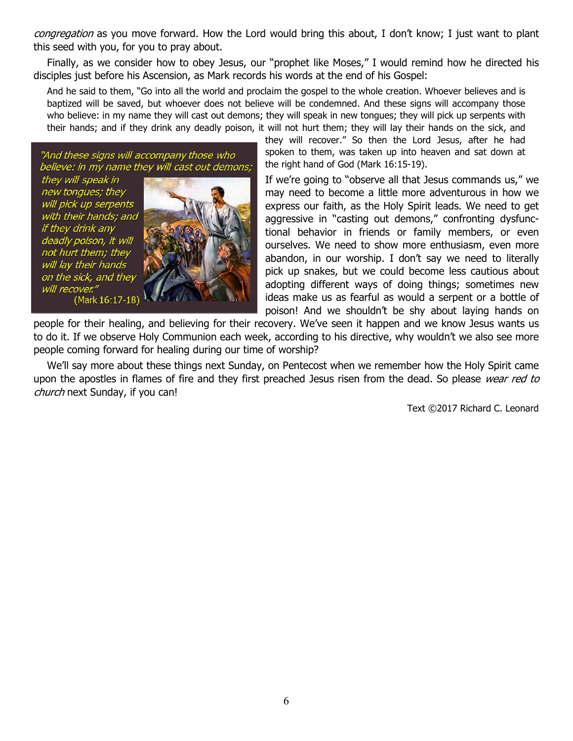*congregation* as you move forward. How the Lord would bring this about, I don't know; I just want to plant this seed with you, for you to pray about.

Finally, as we consider how to obey Jesus, our "prophet like Moses," I would remind how he directed his disciples just before his Ascension, as Mark records his words at the end of his Gospel:

> And he said to them, "Go into all the world and proclaim the gospel to the whole creation. Whoever believes and is baptized will be saved, but whoever does not believe will be condemned. And these signs will accompany those who believe: in my name they will cast out demons; they will speak in new tongues; they will pick up serpents with their hands; and if they drink any deadly poison, it will not hurt them; they will lay their hands on the sick, and they will recover." So then the Lord Jesus, after he had spoken to them, was taken up into heaven and sat down at the right hand of God (Mark 16:15-19).

*"And these signs will accompany those who believe: in my name they will cast out demons; they will speak in new tongues; they will pick up serpents with their hands; and if they drink any deadly poison, it will not hurt them; they will lay their hands on the sick, and they will recover."*
(Mark 16:17-18)

If we're going to "observe all that Jesus commands us," we may need to become a little more adventurous in how we express our faith, as the Holy Spirit leads. We need to get aggressive in "casting out demons," confronting dysfunctional behavior in friends or family members, or even ourselves. We need to show more enthusiasm, even more abandon, in our worship. I don't say we need to literally pick up snakes, but we could become less cautious about adopting different ways of doing things; sometimes new ideas make us as fearful as would a serpent or a bottle of poison! And we shouldn't be shy about laying hands on people for their healing, and believing for their recovery. We've seen it happen and we know Jesus wants us to do it. If we observe Holy Communion each week, according to his directive, why wouldn't we also see more people coming forward for healing during our time of worship?

We'll say more about these things next Sunday, on Pentecost when we remember how the Holy Spirit came upon the apostles in flames of fire and they first preached Jesus risen from the dead. So please *wear red to church* next Sunday, if you can!

Text ©2017 Richard C. Leonard